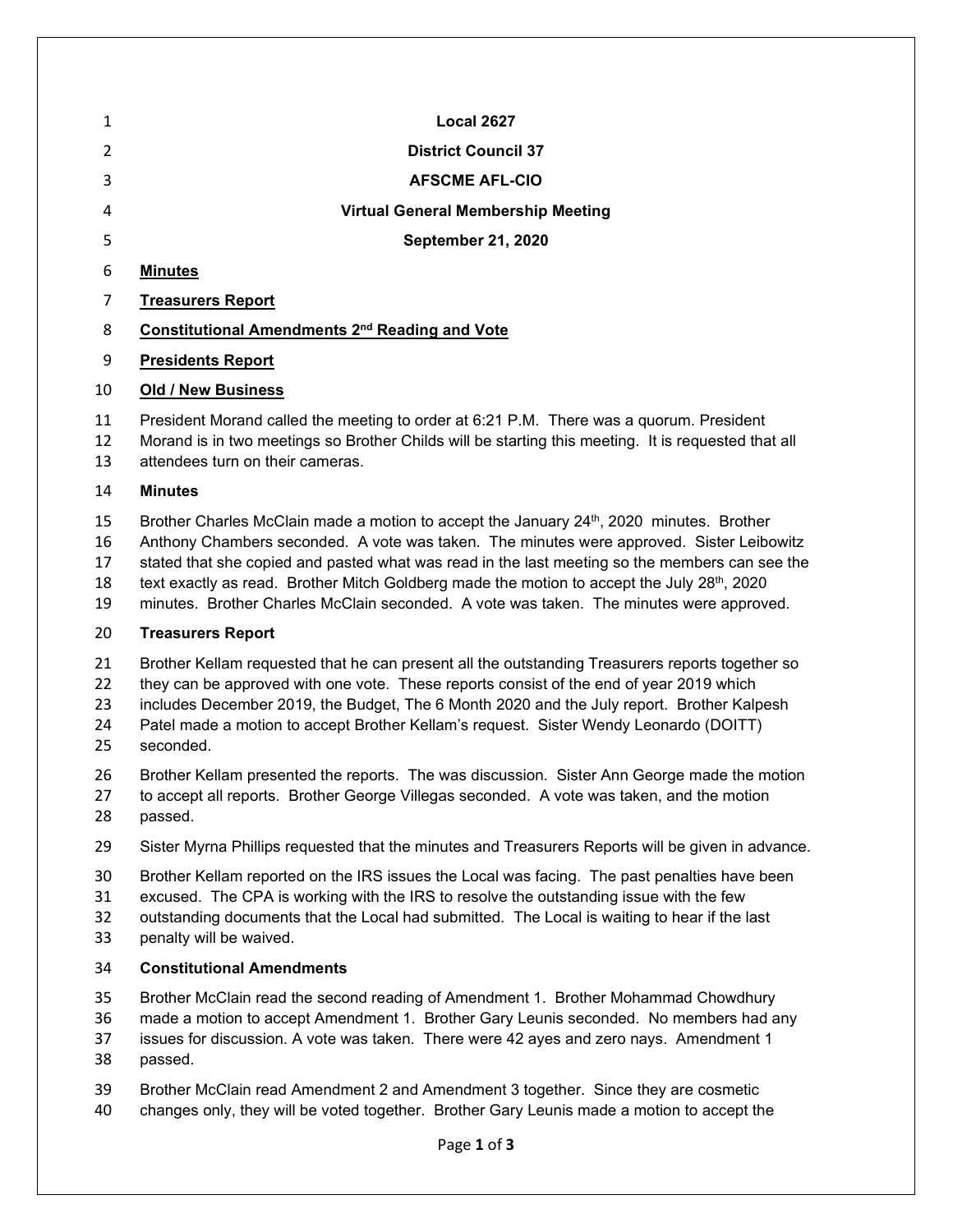**Local 2627**

**District Council 37**

**AFSCME AFL-CIO**

**Virtual General Membership Meeting**

**September 21, 2020**

**Minutes**

**Treasurers Report**

**Constitutional Amendments 2nd Reading and Vote**

**Presidents Report**

**Old / New Business**

President Morand called the meeting to order at 6:21 P.M. There was a quorum. President Morand is in two meetings so Brother Childs will be starting this meeting. It is requested that all attendees turn on their cameras.

**Minutes**

Brother Charles McClain made a motion to accept the January 24th, 2020 minutes. Brother Anthony Chambers seconded. A vote was taken. The minutes were approved. Sister Leibowitz stated that she copied and pasted what was read in the last meeting so the members can see the text exactly as read. Brother Mitch Goldberg made the motion to accept the July 28th, 2020 minutes. Brother Charles McClain seconded. A vote was taken. The minutes were approved.

**Treasurers Report**

Brother Kellam requested that he can present all the outstanding Treasurers reports together so they can be approved with one vote. These reports consist of the end of year 2019 which includes December 2019, the Budget, The 6 Month 2020 and the July report. Brother Kalpesh Patel made a motion to accept Brother Kellam's request. Sister Wendy Leonardo (DOITT) seconded.

Brother Kellam presented the reports. The was discussion. Sister Ann George made the motion to accept all reports. Brother George Villegas seconded. A vote was taken, and the motion passed.

Sister Myrna Phillips requested that the minutes and Treasurers Reports will be given in advance.

Brother Kellam reported on the IRS issues the Local was facing. The past penalties have been excused. The CPA is working with the IRS to resolve the outstanding issue with the few outstanding documents that the Local had submitted. The Local is waiting to hear if the last penalty will be waived.

**Constitutional Amendments**

Brother McClain read the second reading of Amendment 1. Brother Mohammad Chowdhury made a motion to accept Amendment 1. Brother Gary Leunis seconded. No members had any issues for discussion. A vote was taken. There were 42 ayes and zero nays. Amendment 1 passed.

Brother McClain read Amendment 2 and Amendment 3 together. Since they are cosmetic changes only, they will be voted together. Brother Gary Leunis made a motion to accept the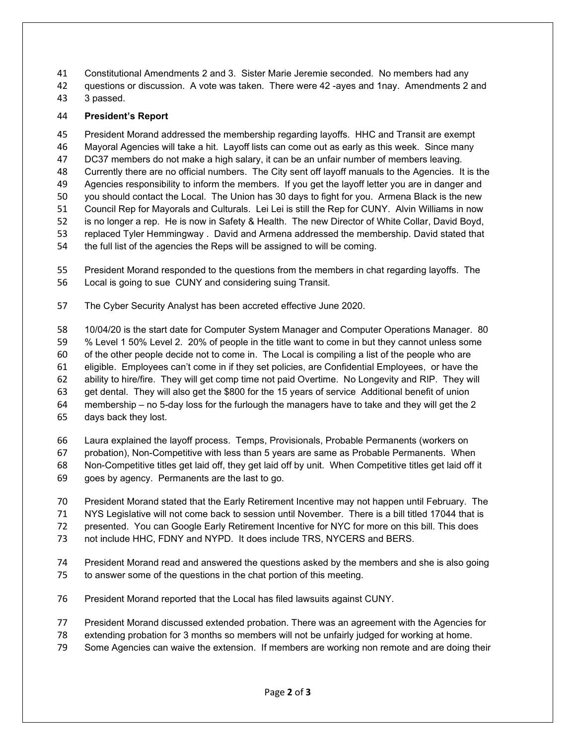Constitutional Amendments 2 and 3. Sister Marie Jeremie seconded. No members had any questions or discussion. A vote was taken. There were 42 -ayes and 1nay. Amendments 2 and 3 passed.

**President's Report**

President Morand addressed the membership regarding layoffs. HHC and Transit are exempt Mayoral Agencies will take a hit. Layoff lists can come out as early as this week. Since many DC37 members do not make a high salary, it can be an unfair number of members leaving. Currently there are no official numbers. The City sent off layoff manuals to the Agencies. It is the Agencies responsibility to inform the members. If you get the layoff letter you are in danger and you should contact the Local. The Union has 30 days to fight for you. Armena Black is the new Council Rep for Mayorals and Culturals. Lei Lei is still the Rep for CUNY. Alvin Williams in now is no longer a rep. He is now in Safety & Health. The new Director of White Collar, David Boyd, replaced Tyler Hemmingway . David and Armena addressed the membership. David stated that the full list of the agencies the Reps will be assigned to will be coming.

President Morand responded to the questions from the members in chat regarding layoffs. The Local is going to sue CUNY and considering suing Transit.

The Cyber Security Analyst has been accreted effective June 2020.

10/04/20 is the start date for Computer System Manager and Computer Operations Manager. 80 % Level 1 50% Level 2. 20% of people in the title want to come in but they cannot unless some of the other people decide not to come in. The Local is compiling a list of the people who are eligible. Employees can't come in if they set policies, are Confidential Employees, or have the ability to hire/fire. They will get comp time not paid Overtime. No Longevity and RIP. They will get dental. They will also get the $800 for the 15 years of service Additional benefit of union membership – no 5-day loss for the furlough the managers have to take and they will get the 2 days back they lost.

Laura explained the layoff process. Temps, Provisionals, Probable Permanents (workers on probation), Non-Competitive with less than 5 years are same as Probable Permanents. When Non-Competitive titles get laid off, they get laid off by unit. When Competitive titles get laid off it goes by agency. Permanents are the last to go.

President Morand stated that the Early Retirement Incentive may not happen until February. The NYS Legislative will not come back to session until November. There is a bill titled 17044 that is presented. You can Google Early Retirement Incentive for NYC for more on this bill. This does not include HHC, FDNY and NYPD. It does include TRS, NYCERS and BERS.

President Morand read and answered the questions asked by the members and she is also going to answer some of the questions in the chat portion of this meeting.

President Morand reported that the Local has filed lawsuits against CUNY.

President Morand discussed extended probation. There was an agreement with the Agencies for extending probation for 3 months so members will not be unfairly judged for working at home. Some Agencies can waive the extension. If members are working non remote and are doing their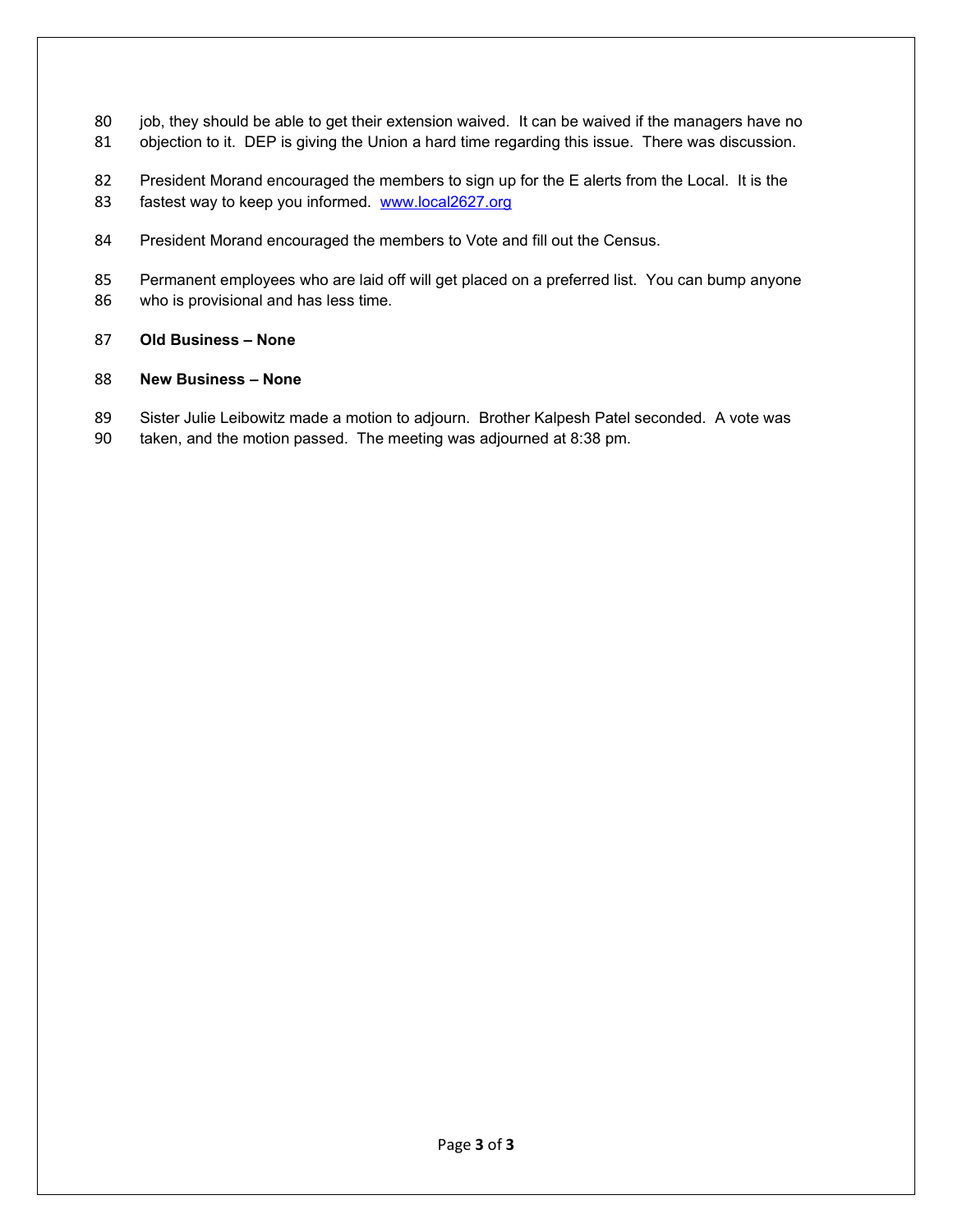job, they should be able to get their extension waived. It can be waived if the managers have no objection to it. DEP is giving the Union a hard time regarding this issue. There was discussion.

President Morand encouraged the members to sign up for the E alerts from the Local. It is the fastest way to keep you informed. [www.local2627.org](http://www.local2627.org)

President Morand encouraged the members to Vote and fill out the Census.

Permanent employees who are laid off will get placed on a preferred list. You can bump anyone who is provisional and has less time.

**Old Business – None**

**New Business – None**

Sister Julie Leibowitz made a motion to adjourn. Brother Kalpesh Patel seconded. A vote was taken, and the motion passed. The meeting was adjourned at 8:38 pm.